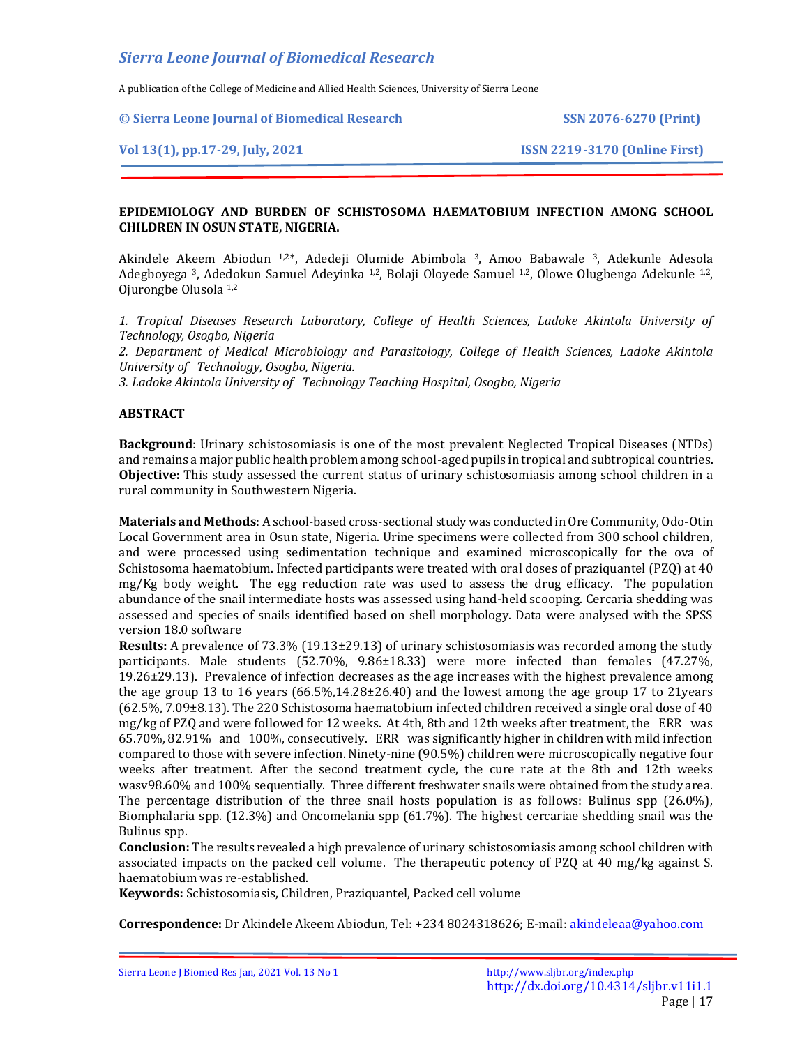# EPIDEMIOLOGY AND BURDEN OF SCHISTOSOMA HAEMATOBIUM INFECTION AMONG SCHOOL CHILDREN IN OSUN STATE, NIGERIA.

Akindele Akeem Abiodun [1,2]*, Adedeji Olumide Abimbola [3], Amoo Babawale [3], Adekunle Adesola Adegboyega [3], Adedokun Samuel Adeyinka [1,2], Bolaji Oloyede Samuel [1,2], Olowe Olugbenga Adekunle [1,2], Ojurongbe Olusola [1,2]

*1. Tropical Diseases Research Laboratory, College of Health Sciences, Ladoke Akintola University of Technology, Osogbo, Nigeria*

*2. Department of Medical Microbiology and Parasitology, College of Health Sciences, Ladoke Akintola University of Technology, Osogbo, Nigeria.*

*3. Ladoke Akintola University of Technology Teaching Hospital, Osogbo, Nigeria*

## ABSTRACT

**Background**: Urinary schistosomiasis is one of the most prevalent Neglected Tropical Diseases (NTDs) and remains a major public health problem among school-aged pupils in tropical and subtropical countries. **Objective:** This study assessed the current status of urinary schistosomiasis among school children in a rural community in Southwestern Nigeria.

**Materials and Methods**: A school-based cross-sectional study was conducted in Ore Community, Odo-Otin Local Government area in Osun state, Nigeria. Urine specimens were collected from 300 school children, and were processed using sedimentation technique and examined microscopically for the ova of Schistosoma haematobium. Infected participants were treated with oral doses of praziquantel (PZQ) at 40 mg/Kg body weight. The egg reduction rate was used to assess the drug efficacy. The population abundance of the snail intermediate hosts was assessed using hand-held scooping. Cercaria shedding was assessed and species of snails identified based on shell morphology. Data were analysed with the SPSS version 18.0 software

**Results:** A prevalence of 73.3% (19.13±29.13) of urinary schistosomiasis was recorded among the study participants. Male students (52.70%, 9.86±18.33) were more infected than females (47.27%, 19.26±29.13). Prevalence of infection decreases as the age increases with the highest prevalence among the age group 13 to 16 years (66.5%,14.28±26.40) and the lowest among the age group 17 to 21years (62.5%, 7.09±8.13). The 220 Schistosoma haematobium infected children received a single oral dose of 40 mg/kg of PZQ and were followed for 12 weeks. At 4th, 8th and 12th weeks after treatment, the ERR was 65.70%, 82.91% and 100%, consecutively. ERR was significantly higher in children with mild infection compared to those with severe infection. Ninety-nine (90.5%) children were microscopically negative four weeks after treatment. After the second treatment cycle, the cure rate at the 8th and 12th weeks wasv98.60% and 100% sequentially. Three different freshwater snails were obtained from the study area. The percentage distribution of the three snail hosts population is as follows: Bulinus spp (26.0%), Biomphalaria spp. (12.3%) and Oncomelania spp (61.7%). The highest cercariae shedding snail was the Bulinus spp.

**Conclusion:** The results revealed a high prevalence of urinary schistosomiasis among school children with associated impacts on the packed cell volume. The therapeutic potency of PZQ at 40 mg/kg against S. haematobium was re-established.

**Keywords:** Schistosomiasis, Children, Praziquantel, Packed cell volume

**Correspondence:** Dr Akindele Akeem Abiodun, Tel: +234 8024318626; E-mail: akindeleaa@yahoo.com

http://dx.doi.org/10.4314/sljbr.v11i1.1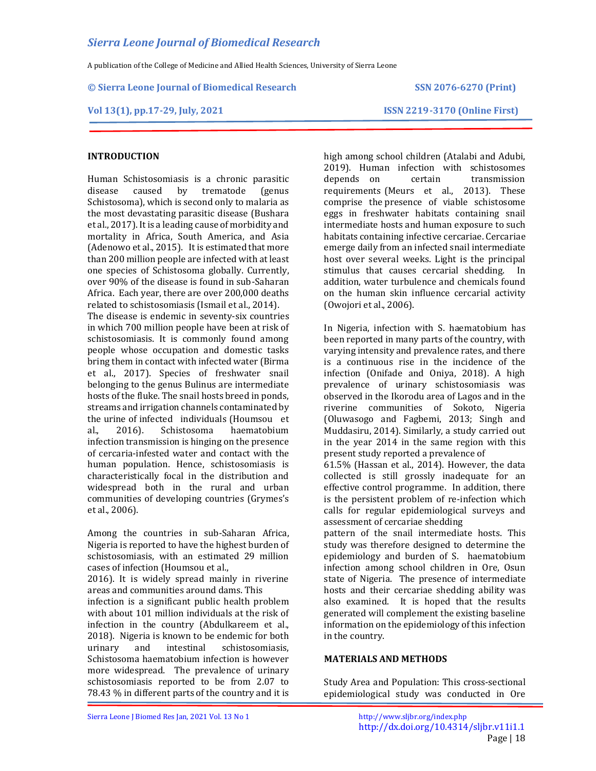## INTRODUCTION

Human Schistosomiasis is a chronic parasitic disease caused by trematode (genus Schistosoma), which is second only to malaria as the most devastating parasitic disease (Bushara et al., 2017). It is a leading cause of morbidity and mortality in Africa, South America, and Asia (Adenowo et al., 2015). It is estimated that more than 200 million people are infected with at least one species of Schistosoma globally. Currently, over 90% of the disease is found in sub-Saharan Africa. Each year, there are over 200,000 deaths related to schistosomiasis (Ismail et al., 2014).
The disease is endemic in seventy-six countries in which 700 million people have been at risk of schistosomiasis. It is commonly found among people whose occupation and domestic tasks bring them in contact with infected water (Birma et al., 2017). Species of freshwater snail belonging to the genus Bulinus are intermediate hosts of the fluke. The snail hosts breed in ponds, streams and irrigation channels contaminated by the urine of infected individuals (Houmsou et al., 2016). Schistosoma haematobium infection transmission is hinging on the presence of cercaria-infested water and contact with the human population. Hence, schistosomiasis is characteristically focal in the distribution and widespread both in the rural and urban communities of developing countries (Grymes's et al., 2006).

Among the countries in sub-Saharan Africa, Nigeria is reported to have the highest burden of schistosomiasis, with an estimated 29 million cases of infection (Houmsou et al., 2016). It is widely spread mainly in riverine areas and communities around dams. This infection is a significant public health problem with about 101 million individuals at the risk of infection in the country (Abdulkareem et al., 2018). Nigeria is known to be endemic for both urinary and intestinal schistosomiasis, Schistosoma haematobium infection is however more widespread. The prevalence of urinary schistosomiasis reported to be from 2.07 to 78.43 % in different parts of the country and it is high among school children (Atalabi and Adubi, 2019). Human infection with schistosomes depends on certain transmission requirements (Meurs et al., 2013). These comprise the presence of viable schistosome eggs in freshwater habitats containing snail intermediate hosts and human exposure to such habitats containing infective cercariae. Cercariae emerge daily from an infected snail intermediate host over several weeks. Light is the principal stimulus that causes cercarial shedding. In addition, water turbulence and chemicals found on the human skin influence cercarial activity (Owojori et al., 2006).

In Nigeria, infection with S. haematobium has been reported in many parts of the country, with varying intensity and prevalence rates, and there is a continuous rise in the incidence of the infection (Onifade and Oniya, 2018). A high prevalence of urinary schistosomiasis was observed in the Ikorodu area of Lagos and in the riverine communities of Sokoto, Nigeria (Oluwasogo and Fagbemi, 2013; Singh and Muddasiru, 2014). Similarly, a study carried out in the year 2014 in the same region with this present study reported a prevalence of 61.5% (Hassan et al., 2014). However, the data collected is still grossly inadequate for an effective control programme. In addition, there is the persistent problem of re-infection which calls for regular epidemiological surveys and assessment of cercariae shedding pattern of the snail intermediate hosts. This study was therefore designed to determine the epidemiology and burden of S. haematobium infection among school children in Ore, Osun state of Nigeria. The presence of intermediate hosts and their cercariae shedding ability was also examined. It is hoped that the results generated will complement the existing baseline information on the epidemiology of this infection in the country.

## MATERIALS AND METHODS

Study Area and Population: This cross-sectional epidemiological study was conducted in Ore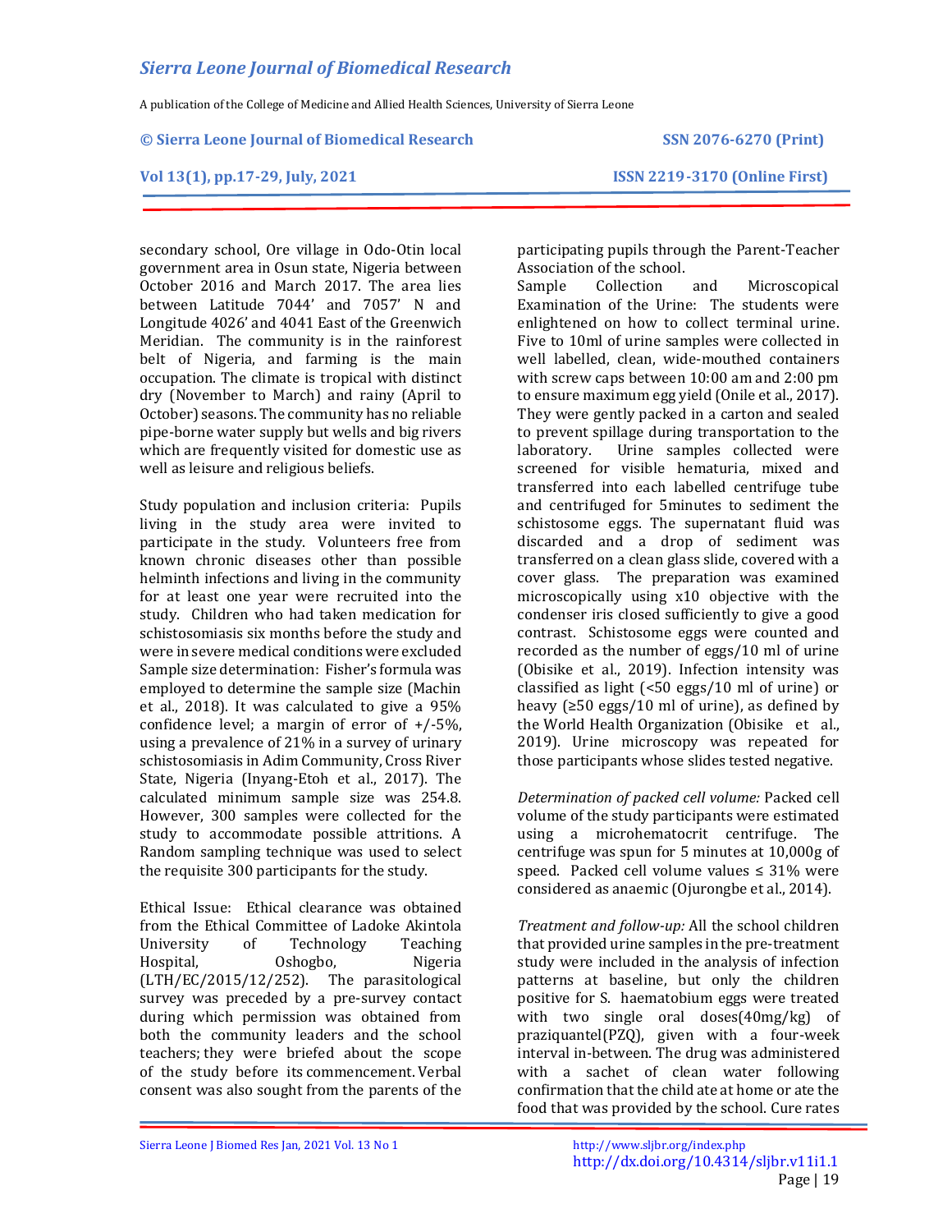secondary school, Ore village in Odo-Otin local government area in Osun state, Nigeria between October 2016 and March 2017. The area lies between Latitude 7044' and 7057' N and Longitude 4026' and 4041 East of the Greenwich Meridian. The community is in the rainforest belt of Nigeria, and farming is the main occupation. The climate is tropical with distinct dry (November to March) and rainy (April to October) seasons. The community has no reliable pipe-borne water supply but wells and big rivers which are frequently visited for domestic use as well as leisure and religious beliefs.

Study population and inclusion criteria: Pupils living in the study area were invited to participate in the study. Volunteers free from known chronic diseases other than possible helminth infections and living in the community for at least one year were recruited into the study. Children who had taken medication for schistosomiasis six months before the study and were in severe medical conditions were excluded Sample size determination: Fisher's formula was employed to determine the sample size (Machin et al., 2018). It was calculated to give a 95% confidence level; a margin of error of +/-5%, using a prevalence of 21% in a survey of urinary schistosomiasis in Adim Community, Cross River State, Nigeria (Inyang-Etoh et al., 2017). The calculated minimum sample size was 254.8. However, 300 samples were collected for the study to accommodate possible attritions. A Random sampling technique was used to select the requisite 300 participants for the study.

Ethical Issue: Ethical clearance was obtained from the Ethical Committee of Ladoke Akintola University of Technology Teaching Hospital, Oshogbo, Nigeria (LTH/EC/2015/12/252). The parasitological survey was preceded by a pre-survey contact during which permission was obtained from both the community leaders and the school teachers; they were briefed about the scope of the study before its commencement. Verbal consent was also sought from the parents of the participating pupils through the Parent-Teacher Association of the school.

Sample Collection and Microscopical Examination of the Urine: The students were enlightened on how to collect terminal urine. Five to 10ml of urine samples were collected in well labelled, clean, wide-mouthed containers with screw caps between 10:00 am and 2:00 pm to ensure maximum egg yield (Onile et al., 2017). They were gently packed in a carton and sealed to prevent spillage during transportation to the laboratory. Urine samples collected were screened for visible hematuria, mixed and transferred into each labelled centrifuge tube and centrifuged for 5minutes to sediment the schistosome eggs. The supernatant fluid was discarded and a drop of sediment was transferred on a clean glass slide, covered with a cover glass. The preparation was examined microscopically using x10 objective with the condenser iris closed sufficiently to give a good contrast. Schistosome eggs were counted and recorded as the number of eggs/10 ml of urine (Obisike et al., 2019). Infection intensity was classified as light (<50 eggs/10 ml of urine) or heavy (≥50 eggs/10 ml of urine), as defined by the World Health Organization (Obisike et al., 2019). Urine microscopy was repeated for those participants whose slides tested negative.

*Determination of packed cell volume:* Packed cell volume of the study participants were estimated using a microhematocrit centrifuge. The centrifuge was spun for 5 minutes at 10,000g of speed. Packed cell volume values ≤ 31% were considered as anaemic (Ojurongbe et al., 2014).

*Treatment and follow-up:* All the school children that provided urine samples in the pre-treatment study were included in the analysis of infection patterns at baseline, but only the children positive for S. haematobium eggs were treated with two single oral doses(40mg/kg) of praziquantel(PZQ), given with a four-week interval in-between. The drug was administered with a sachet of clean water following confirmation that the child ate at home or ate the food that was provided by the school. Cure rates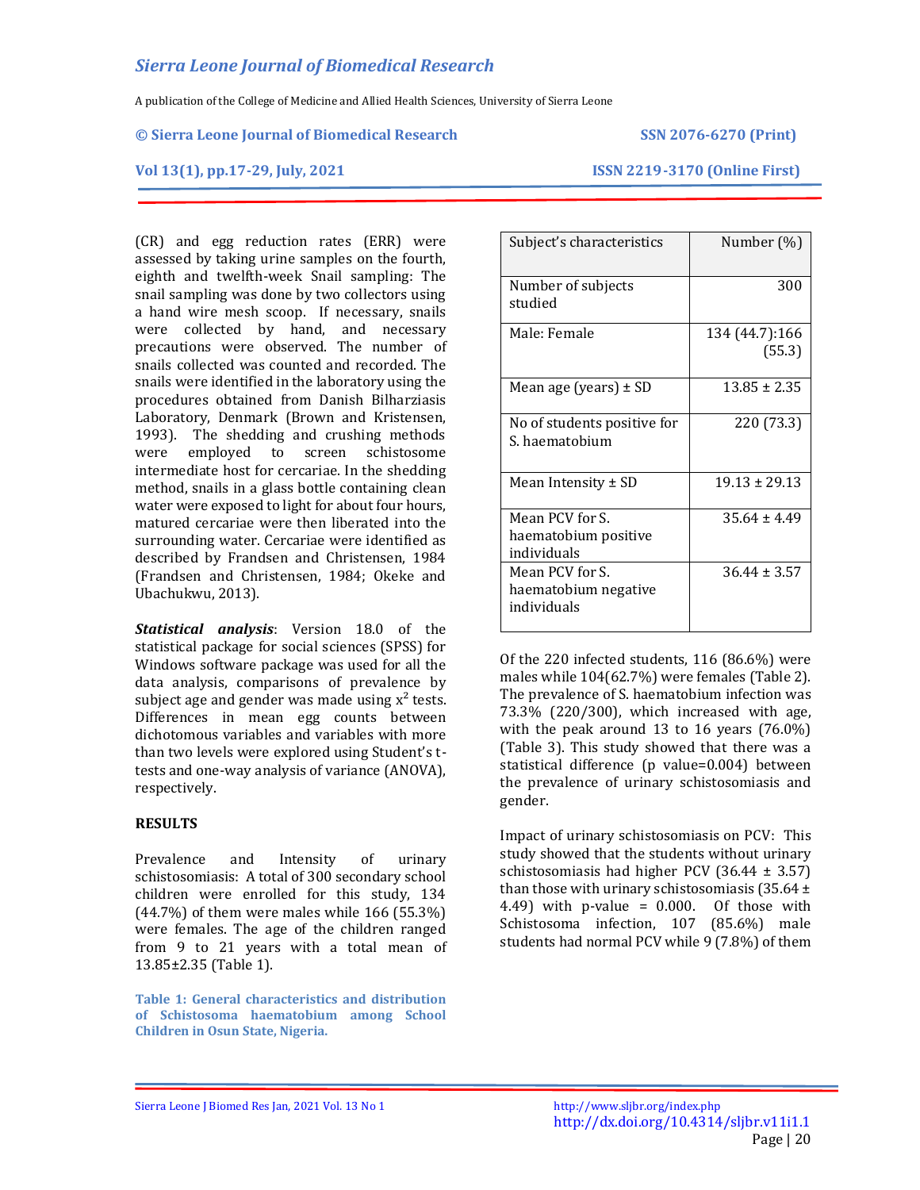(CR) and egg reduction rates (ERR) were assessed by taking urine samples on the fourth, eighth and twelfth-week Snail sampling: The snail sampling was done by two collectors using a hand wire mesh scoop. If necessary, snails were collected by hand, and necessary precautions were observed. The number of snails collected was counted and recorded. The snails were identified in the laboratory using the procedures obtained from Danish Bilharziasis Laboratory, Denmark (Brown and Kristensen, 1993). The shedding and crushing methods were employed to screen schistosome intermediate host for cercariae. In the shedding method, snails in a glass bottle containing clean water were exposed to light for about four hours, matured cercariae were then liberated into the surrounding water. Cercariae were identified as described by Frandsen and Christensen, 1984 (Frandsen and Christensen, 1984; Okeke and Ubachukwu, 2013).

***Statistical analysis***: Version 18.0 of the statistical package for social sciences (SPSS) for Windows software package was used for all the data analysis, comparisons of prevalence by subject age and gender was made using $x^2$ tests. Differences in mean egg counts between dichotomous variables and variables with more than two levels were explored using Student's t-tests and one-way analysis of variance (ANOVA), respectively.

## RESULTS

Prevalence and Intensity of urinary schistosomiasis: A total of 300 secondary school children were enrolled for this study, 134 (44.7%) of them were males while 166 (55.3%) were females. The age of the children ranged from 9 to 21 years with a total mean of 13.85±2.35 (Table 1).

**Table 1: General characteristics and distribution of Schistosoma haematobium among School Children in Osun State, Nigeria.**

| Subject's characteristics | Number (%) |
|---|---|
| Number of subjects studied | 300 |
| Male: Female | 134 (44.7):166 (55.3) |
| Mean age (years) ± SD | 13.85 ± 2.35 |
| No of students positive for S. haematobium | 220 (73.3) |
| Mean Intensity ± SD | 19.13 ± 29.13 |
| Mean PCV for S. haematobium positive individuals | 35.64 ± 4.49 |
| Mean PCV for S. haematobium negative individuals | 36.44 ± 3.57 |

Of the 220 infected students, 116 (86.6%) were males while 104(62.7%) were females (Table 2). The prevalence of S. haematobium infection was 73.3% (220/300), which increased with age, with the peak around 13 to 16 years (76.0%) (Table 3). This study showed that there was a statistical difference (p value=0.004) between the prevalence of urinary schistosomiasis and gender.

Impact of urinary schistosomiasis on PCV: This study showed that the students without urinary schistosomiasis had higher PCV (36.44 ± 3.57) than those with urinary schistosomiasis (35.64 ± 4.49) with p-value = 0.000. Of those with Schistosoma infection, 107 (85.6%) male students had normal PCV while 9 (7.8%) of them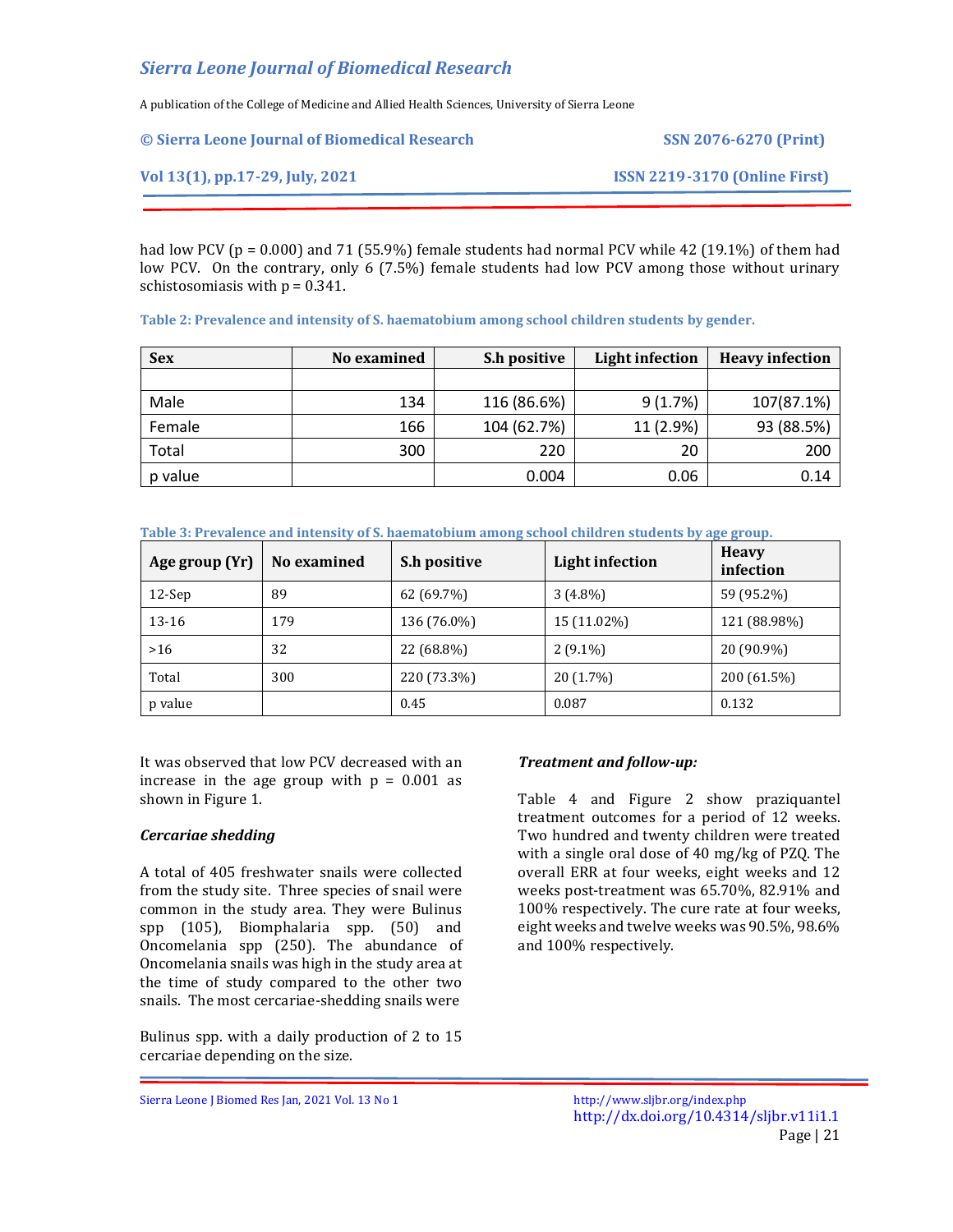had low PCV (p = 0.000) and 71 (55.9%) female students had normal PCV while 42 (19.1%) of them had low PCV. On the contrary, only 6 (7.5%) female students had low PCV among those without urinary schistosomiasis with p = 0.341.

**Table 2: Prevalence and intensity of S. haematobium among school children students by gender.**

| Sex | No examined | S.h positive | Light infection | Heavy infection |
|---|---|---|---|---|
| | | | | |
| Male | 134 | 116 (86.6%) | 9 (1.7%) | 107(87.1%) |
| Female | 166 | 104 (62.7%) | 11 (2.9%) | 93 (88.5%) |
| Total | 300 | 220 | 20 | 200 |
| p value | | 0.004 | 0.06 | 0.14 |

**Table 3: Prevalence and intensity of S. haematobium among school children students by age group.**

| Age group (Yr) | No examined | S.h positive | Light infection | Heavy infection |
|---|---|---|---|---|
| 12-Sep | 89 | 62 (69.7%) | 3 (4.8%) | 59 (95.2%) |
| 13-16 | 179 | 136 (76.0%) | 15 (11.02%) | 121 (88.98%) |
| >16 | 32 | 22 (68.8%) | 2 (9.1%) | 20 (90.9%) |
| Total | 300 | 220 (73.3%) | 20 (1.7%) | 200 (61.5%) |
| p value | | 0.45 | 0.087 | 0.132 |

It was observed that low PCV decreased with an increase in the age group with p = 0.001 as shown in Figure 1.

***Cercariae shedding***

A total of 405 freshwater snails were collected from the study site. Three species of snail were common in the study area. They were Bulinus spp (105), Biomphalaria spp. (50) and Oncomelania spp (250). The abundance of Oncomelania snails was high in the study area at the time of study compared to the other two snails. The most cercariae-shedding snails were

Bulinus spp. with a daily production of 2 to 15 cercariae depending on the size.

***Treatment and follow-up:***

Table 4 and Figure 2 show praziquantel treatment outcomes for a period of 12 weeks. Two hundred and twenty children were treated with a single oral dose of 40 mg/kg of PZQ. The overall ERR at four weeks, eight weeks and 12 weeks post-treatment was 65.70%, 82.91% and 100% respectively. The cure rate at four weeks, eight weeks and twelve weeks was 90.5%, 98.6% and 100% respectively.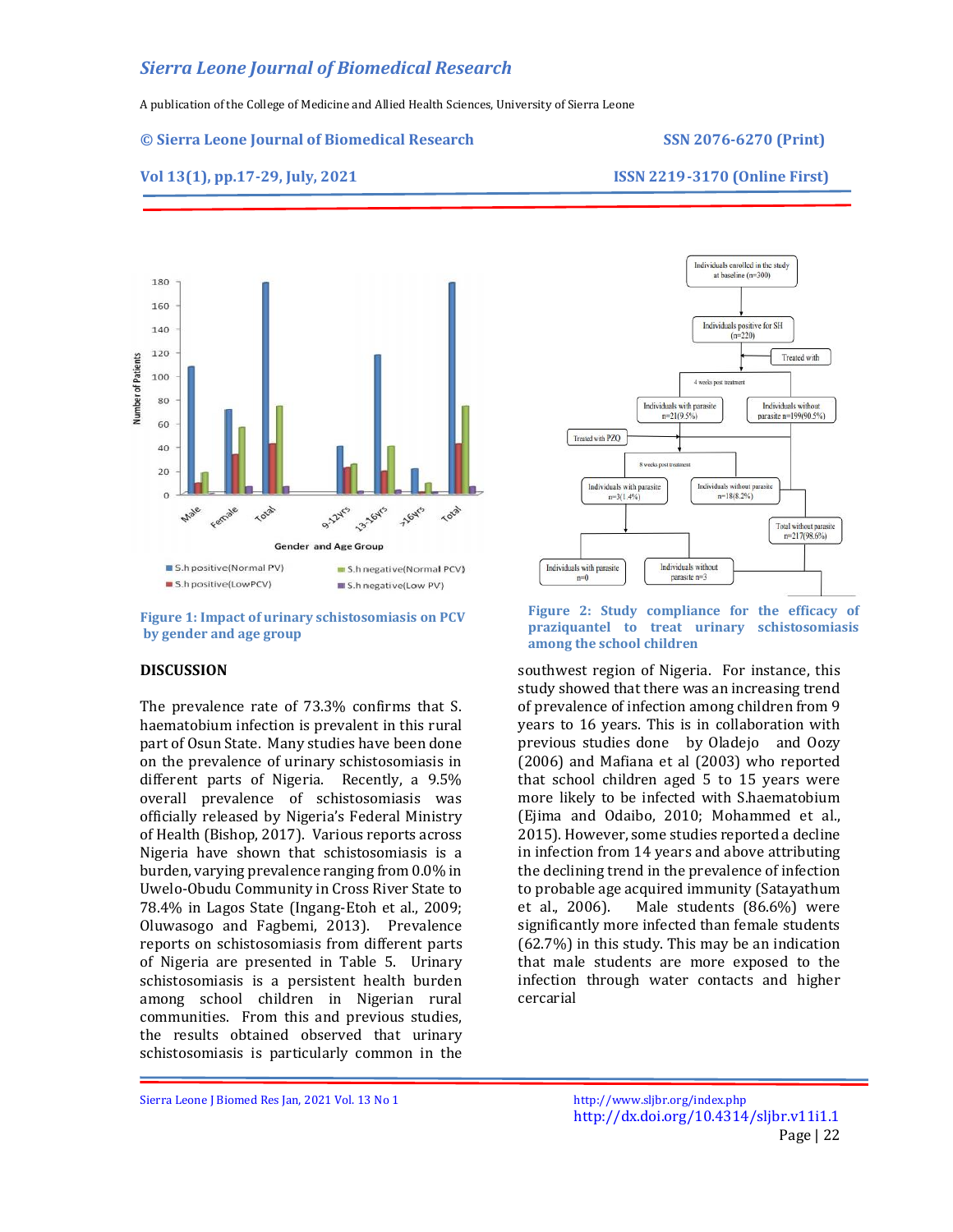**Figure 1: Impact of urinary schistosomiasis on PCV by gender and age group**

**Figure 2: Study compliance for the efficacy of praziquantel to treat urinary schistosomiasis among the school children**

## DISCUSSION

The prevalence rate of 73.3% confirms that S. haematobium infection is prevalent in this rural part of Osun State. Many studies have been done on the prevalence of urinary schistosomiasis in different parts of Nigeria. Recently, a 9.5% overall prevalence of schistosomiasis was officially released by Nigeria's Federal Ministry of Health (Bishop, 2017). Various reports across Nigeria have shown that schistosomiasis is a burden, varying prevalence ranging from 0.0% in Uwelo-Obudu Community in Cross River State to 78.4% in Lagos State (Ingang-Etoh et al., 2009; Oluwasogo and Fagbemi, 2013). Prevalence reports on schistosomiasis from different parts of Nigeria are presented in Table 5. Urinary schistosomiasis is a persistent health burden among school children in Nigerian rural communities. From this and previous studies, the results obtained observed that urinary schistosomiasis is particularly common in the southwest region of Nigeria. For instance, this study showed that there was an increasing trend of prevalence of infection among children from 9 years to 16 years. This is in collaboration with previous studies done by Oladejo and Oozy (2006) and Mafiana et al (2003) who reported that school children aged 5 to 15 years were more likely to be infected with S.haematobium (Ejima and Odaibo, 2010; Mohammed et al., 2015). However, some studies reported a decline in infection from 14 years and above attributing the declining trend in the prevalence of infection to probable age acquired immunity (Satayathum et al., 2006). Male students (86.6%) were significantly more infected than female students (62.7%) in this study. This may be an indication that male students are more exposed to the infection through water contacts and higher cercarial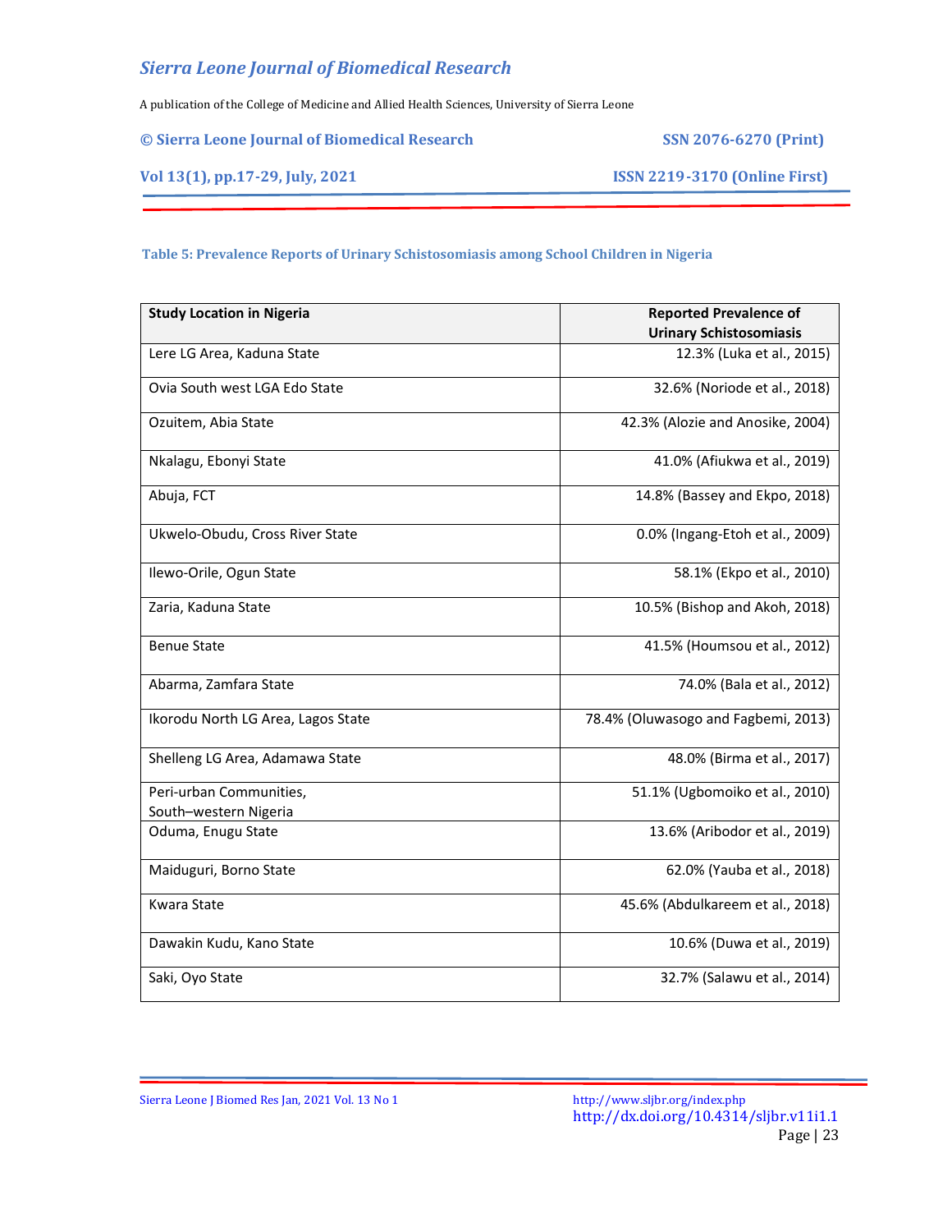**Table 5: Prevalence Reports of Urinary Schistosomiasis among School Children in Nigeria**

| Study Location in Nigeria | Reported Prevalence of Urinary Schistosomiasis |
|---|---|
| Lere LG Area, Kaduna State | 12.3% (Luka et al., 2015) |
| Ovia South west LGA Edo State | 32.6% (Noriode et al., 2018) |
| Ozuitem, Abia State | 42.3% (Alozie and Anosike, 2004) |
| Nkalagu, Ebonyi State | 41.0% (Afiukwa et al., 2019) |
| Abuja, FCT | 14.8% (Bassey and Ekpo, 2018) |
| Ukwelo-Obudu, Cross River State | 0.0% (Ingang-Etoh et al., 2009) |
| Ilewo-Orile, Ogun State | 58.1% (Ekpo et al., 2010) |
| Zaria, Kaduna State | 10.5% (Bishop and Akoh, 2018) |
| Benue State | 41.5% (Houmsou et al., 2012) |
| Abarma, Zamfara State | 74.0% (Bala et al., 2012) |
| Ikorodu North LG Area, Lagos State | 78.4% (Oluwasogo and Fagbemi, 2013) |
| Shelleng LG Area, Adamawa State | 48.0% (Birma et al., 2017) |
| Peri-urban Communities, South–western Nigeria | 51.1% (Ugbomoiko et al., 2010) |
| Oduma, Enugu State | 13.6% (Aribodor et al., 2019) |
| Maiduguri, Borno State | 62.0% (Yauba et al., 2018) |
| Kwara State | 45.6% (Abdulkareem et al., 2018) |
| Dawakin Kudu, Kano State | 10.6% (Duwa et al., 2019) |
| Saki, Oyo State | 32.7% (Salawu et al., 2014) |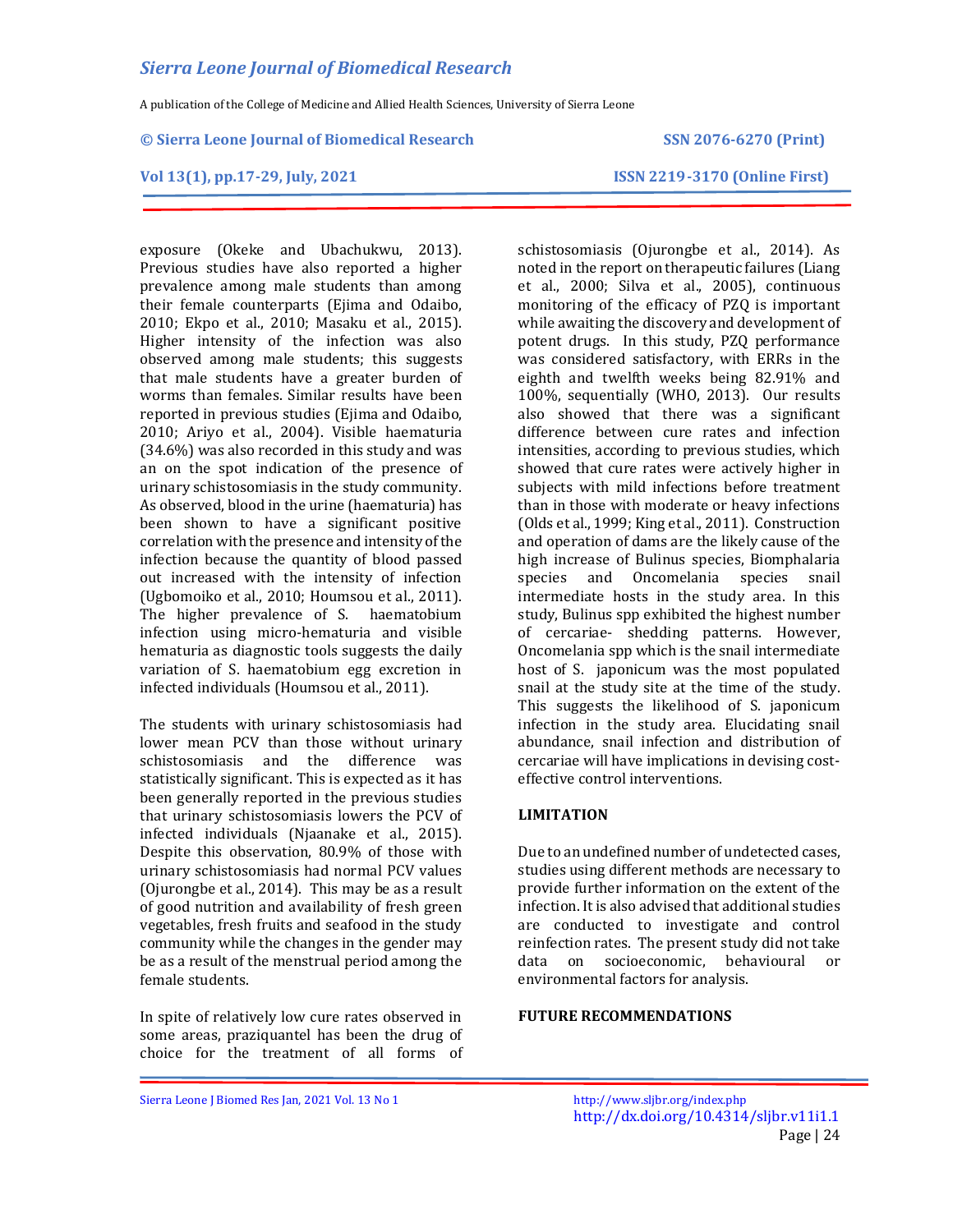exposure (Okeke and Ubachukwu, 2013). Previous studies have also reported a higher prevalence among male students than among their female counterparts (Ejima and Odaibo, 2010; Ekpo et al., 2010; Masaku et al., 2015). Higher intensity of the infection was also observed among male students; this suggests that male students have a greater burden of worms than females. Similar results have been reported in previous studies (Ejima and Odaibo, 2010; Ariyo et al., 2004). Visible haematuria (34.6%) was also recorded in this study and was an on the spot indication of the presence of urinary schistosomiasis in the study community. As observed, blood in the urine (haematuria) has been shown to have a significant positive correlation with the presence and intensity of the infection because the quantity of blood passed out increased with the intensity of infection (Ugbomoiko et al., 2010; Houmsou et al., 2011). The higher prevalence of S. haematobium infection using micro-hematuria and visible hematuria as diagnostic tools suggests the daily variation of S. haematobium egg excretion in infected individuals (Houmsou et al., 2011).

The students with urinary schistosomiasis had lower mean PCV than those without urinary schistosomiasis and the difference was statistically significant. This is expected as it has been generally reported in the previous studies that urinary schistosomiasis lowers the PCV of infected individuals (Njaanake et al., 2015). Despite this observation, 80.9% of those with urinary schistosomiasis had normal PCV values (Ojurongbe et al., 2014). This may be as a result of good nutrition and availability of fresh green vegetables, fresh fruits and seafood in the study community while the changes in the gender may be as a result of the menstrual period among the female students.

In spite of relatively low cure rates observed in some areas, praziquantel has been the drug of choice for the treatment of all forms of schistosomiasis (Ojurongbe et al., 2014). As noted in the report on therapeutic failures (Liang et al., 2000; Silva et al., 2005), continuous monitoring of the efficacy of PZQ is important while awaiting the discovery and development of potent drugs. In this study, PZQ performance was considered satisfactory, with ERRs in the eighth and twelfth weeks being 82.91% and 100%, sequentially (WHO, 2013). Our results also showed that there was a significant difference between cure rates and infection intensities, according to previous studies, which showed that cure rates were actively higher in subjects with mild infections before treatment than in those with moderate or heavy infections (Olds et al., 1999; King et al., 2011). Construction and operation of dams are the likely cause of the high increase of Bulinus species, Biomphalaria species and Oncomelania species snail intermediate hosts in the study area. In this study, Bulinus spp exhibited the highest number of cercariae- shedding patterns. However, Oncomelania spp which is the snail intermediate host of S. japonicum was the most populated snail at the study site at the time of the study. This suggests the likelihood of S. japonicum infection in the study area. Elucidating snail abundance, snail infection and distribution of cercariae will have implications in devising cost-effective control interventions.

## LIMITATION

Due to an undefined number of undetected cases, studies using different methods are necessary to provide further information on the extent of the infection. It is also advised that additional studies are conducted to investigate and control reinfection rates. The present study did not take data on socioeconomic, behavioural or environmental factors for analysis.

## FUTURE RECOMMENDATIONS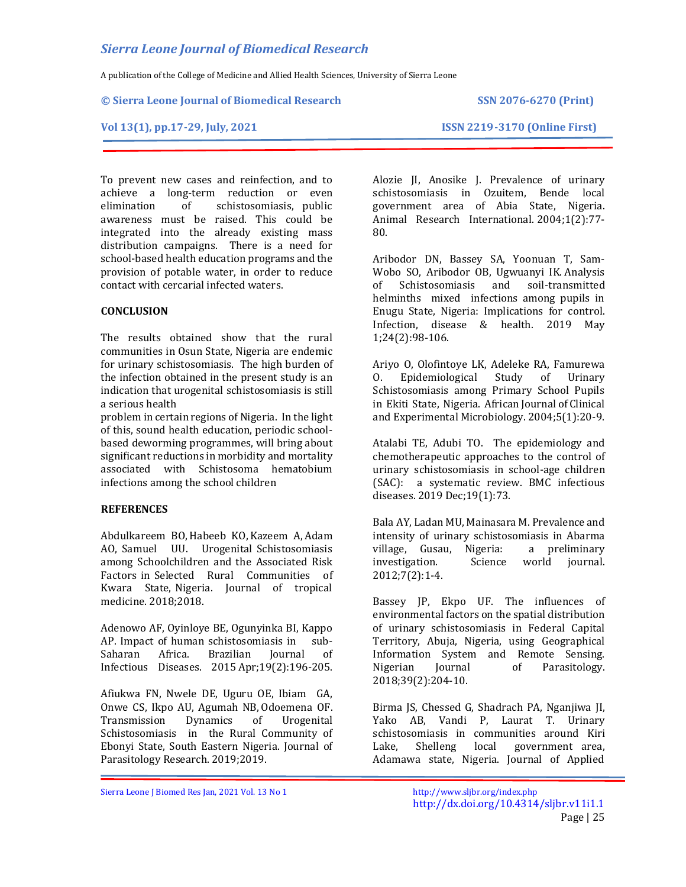To prevent new cases and reinfection, and to achieve a long-term reduction or even elimination of schistosomiasis, public awareness must be raised. This could be integrated into the already existing mass distribution campaigns. There is a need for school-based health education programs and the provision of potable water, in order to reduce contact with cercarial infected waters.

## CONCLUSION

The results obtained show that the rural communities in Osun State, Nigeria are endemic for urinary schistosomiasis. The high burden of the infection obtained in the present study is an indication that urogenital schistosomiasis is still a serious health problem in certain regions of Nigeria. In the light of this, sound health education, periodic school-based deworming programmes, will bring about significant reductions in morbidity and mortality associated with Schistosoma hematobium infections among the school children

## REFERENCES

Abdulkareem BO, Habeeb KO, Kazeem A, Adam AO, Samuel UU. Urogenital Schistosomiasis among Schoolchildren and the Associated Risk Factors in Selected Rural Communities of Kwara State, Nigeria. Journal of tropical medicine. 2018;2018.

Adenowo AF, Oyinloye BE, Ogunyinka BI, Kappo AP. Impact of human schistosomiasis in sub-Saharan Africa. Brazilian Journal of Infectious Diseases. 2015 Apr;19(2):196-205.

Afiukwa FN, Nwele DE, Uguru OE, Ibiam GA, Onwe CS, Ikpo AU, Agumah NB, Odoemena OF. Transmission Dynamics of Urogenital Schistosomiasis in the Rural Community of Ebonyi State, South Eastern Nigeria. Journal of Parasitology Research. 2019;2019.

Alozie JI, Anosike J. Prevalence of urinary schistosomiasis in Ozuitem, Bende local government area of Abia State, Nigeria. Animal Research International. 2004;1(2):77-80.

Aribodor DN, Bassey SA, Yoonuan T, Sam-Wobo SO, Aribodor OB, Ugwuanyi IK. Analysis of Schistosomiasis and soil-transmitted helminths mixed infections among pupils in Enugu State, Nigeria: Implications for control. Infection, disease & health. 2019 May 1;24(2):98-106.

Ariyo O, Olofintoye LK, Adeleke RA, Famurewa O. Epidemiological Study of Urinary Schistosomiasis among Primary School Pupils in Ekiti State, Nigeria. African Journal of Clinical and Experimental Microbiology. 2004;5(1):20-9.

Atalabi TE, Adubi TO. The epidemiology and chemotherapeutic approaches to the control of urinary schistosomiasis in school-age children (SAC): a systematic review. BMC infectious diseases. 2019 Dec;19(1):73.

Bala AY, Ladan MU, Mainasara M. Prevalence and intensity of urinary schistosomiasis in Abarma village, Gusau, Nigeria: a preliminary investigation. Science world journal. 2012;7(2):1-4.

Bassey JP, Ekpo UF. The influences of environmental factors on the spatial distribution of urinary schistosomiasis in Federal Capital Territory, Abuja, Nigeria, using Geographical Information System and Remote Sensing. Nigerian Journal of Parasitology. 2018;39(2):204-10.

Birma JS, Chessed G, Shadrach PA, Nganjiwa JI, Yako AB, Vandi P, Laurat T. Urinary schistosomiasis in communities around Kiri Lake, Shelleng local government area, Adamawa state, Nigeria. Journal of Applied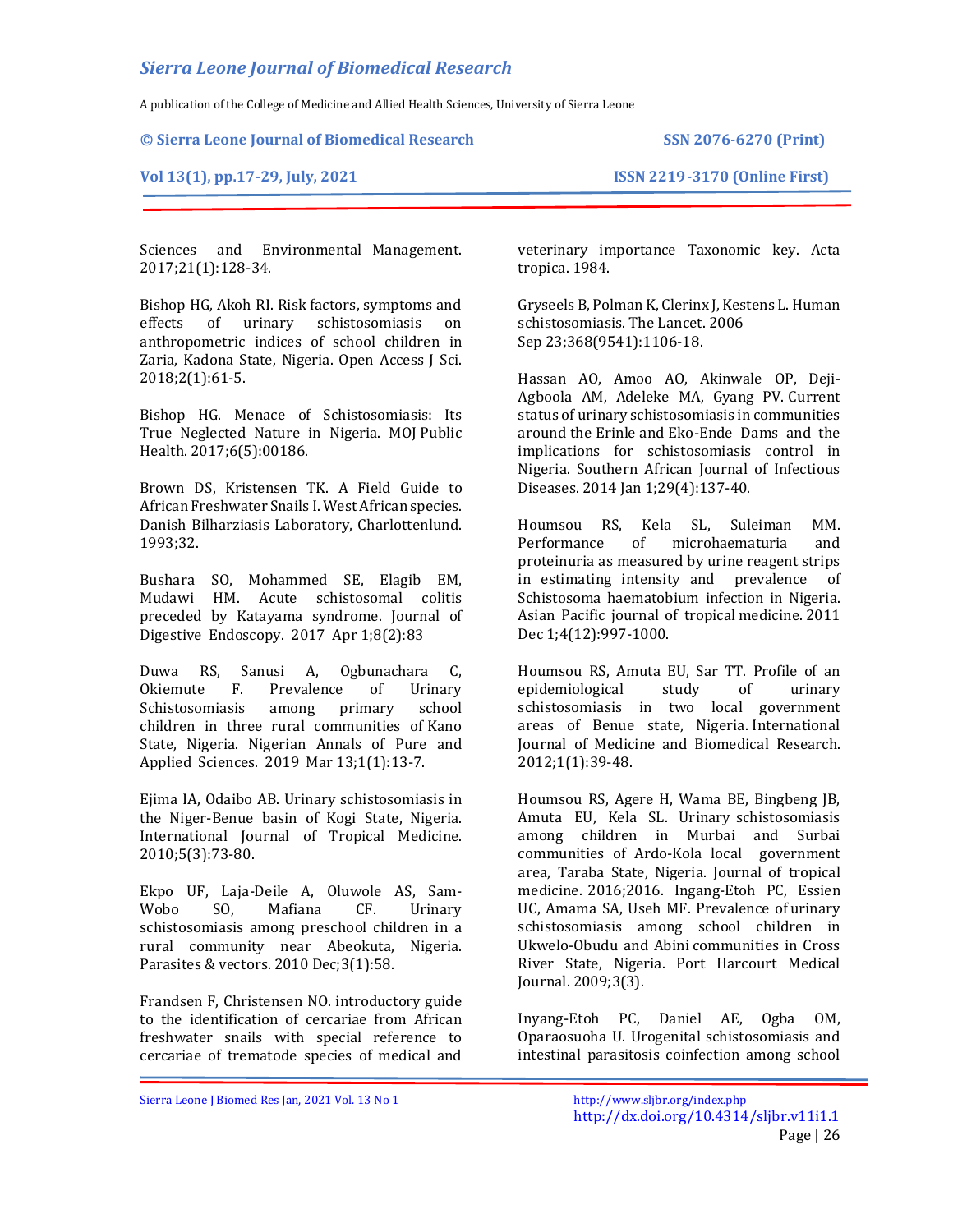Sciences and Environmental Management. 2017;21(1):128-34.

Bishop HG, Akoh RI. Risk factors, symptoms and effects of urinary schistosomiasis on anthropometric indices of school children in Zaria, Kadona State, Nigeria. Open Access J Sci. 2018;2(1):61-5.

Bishop HG. Menace of Schistosomiasis: Its True Neglected Nature in Nigeria. MOJ Public Health. 2017;6(5):00186.

Brown DS, Kristensen TK. A Field Guide to African Freshwater Snails I. West African species. Danish Bilharziasis Laboratory, Charlottenlund. 1993;32.

Bushara SO, Mohammed SE, Elagib EM, Mudawi HM. Acute schistosomal colitis preceded by Katayama syndrome. Journal of Digestive Endoscopy. 2017 Apr 1;8(2):83

Duwa RS, Sanusi A, Ogbunachara C, Okiemute F. Prevalence of Urinary Schistosomiasis among primary school children in three rural communities of Kano State, Nigeria. Nigerian Annals of Pure and Applied Sciences. 2019 Mar 13;1(1):13-7.

Ejima IA, Odaibo AB. Urinary schistosomiasis in the Niger-Benue basin of Kogi State, Nigeria. International Journal of Tropical Medicine. 2010;5(3):73-80.

Ekpo UF, Laja-Deile A, Oluwole AS, Sam-Wobo SO, Mafiana CF. Urinary schistosomiasis among preschool children in a rural community near Abeokuta, Nigeria. Parasites & vectors. 2010 Dec;3(1):58.

Frandsen F, Christensen NO. introductory guide to the identification of cercariae from African freshwater snails with special reference to cercariae of trematode species of medical and veterinary importance Taxonomic key. Acta tropica. 1984.

Gryseels B, Polman K, Clerinx J, Kestens L. Human schistosomiasis. The Lancet. 2006 Sep 23;368(9541):1106-18.

Hassan AO, Amoo AO, Akinwale OP, Deji-Agboola AM, Adeleke MA, Gyang PV. Current status of urinary schistosomiasis in communities around the Erinle and Eko-Ende Dams and the implications for schistosomiasis control in Nigeria. Southern African Journal of Infectious Diseases. 2014 Jan 1;29(4):137-40.

Houmsou RS, Kela SL, Suleiman MM. Performance of microhaematuria and proteinuria as measured by urine reagent strips in estimating intensity and prevalence of Schistosoma haematobium infection in Nigeria. Asian Pacific journal of tropical medicine. 2011 Dec 1;4(12):997-1000.

Houmsou RS, Amuta EU, Sar TT. Profile of an epidemiological study of urinary schistosomiasis in two local government areas of Benue state, Nigeria. International Journal of Medicine and Biomedical Research. 2012;1(1):39-48.

Houmsou RS, Agere H, Wama BE, Bingbeng JB, Amuta EU, Kela SL. Urinary schistosomiasis among children in Murbai and Surbai communities of Ardo-Kola local government area, Taraba State, Nigeria. Journal of tropical medicine. 2016;2016. Ingang-Etoh PC, Essien UC, Amama SA, Useh MF. Prevalence of urinary schistosomiasis among school children in Ukwelo-Obudu and Abini communities in Cross River State, Nigeria. Port Harcourt Medical Journal. 2009;3(3).

Inyang-Etoh PC, Daniel AE, Ogba OM, Oparaosuoha U. Urogenital schistosomiasis and intestinal parasitosis coinfection among school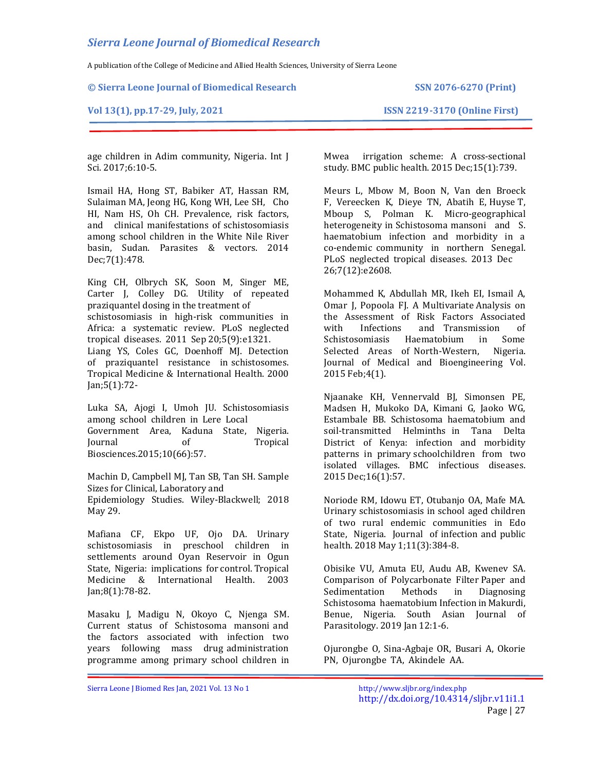age children in Adim community, Nigeria. Int J Sci. 2017;6:10-5.

Ismail HA, Hong ST, Babiker AT, Hassan RM, Sulaiman MA, Jeong HG, Kong WH, Lee SH, Cho HI, Nam HS, Oh CH. Prevalence, risk factors, and clinical manifestations of schistosomiasis among school children in the White Nile River basin, Sudan. Parasites & vectors. 2014 Dec;7(1):478.

King CH, Olbrych SK, Soon M, Singer ME, Carter J, Colley DG. Utility of repeated praziquantel dosing in the treatment of schistosomiasis in high-risk communities in Africa: a systematic review. PLoS neglected tropical diseases. 2011 Sep 20;5(9):e1321.

Liang YS, Coles GC, Doenhoff MJ. Detection of praziquantel resistance in schistosomes. Tropical Medicine & International Health. 2000 Jan;5(1):72-

Luka SA, Ajogi I, Umoh JU. Schistosomiasis among school children in Lere Local Government Area, Kaduna State, Nigeria. Journal of Tropical Biosciences.2015;10(66):57.

Machin D, Campbell MJ, Tan SB, Tan SH. Sample Sizes for Clinical, Laboratory and Epidemiology Studies. Wiley-Blackwell; 2018 May 29.

Mafiana CF, Ekpo UF, Ojo DA. Urinary schistosomiasis in preschool children in settlements around Oyan Reservoir in Ogun State, Nigeria: implications for control. Tropical Medicine & International Health. 2003 Jan;8(1):78-82.

Masaku J, Madigu N, Okoyo C, Njenga SM. Current status of Schistosoma mansoni and the factors associated with infection two years following mass drug administration programme among primary school children in Mwea irrigation scheme: A cross-sectional study. BMC public health. 2015 Dec;15(1):739.

Meurs L, Mbow M, Boon N, Van den Broeck F, Vereecken K, Dieye TN, Abatih E, Huyse T, Mboup S, Polman K. Micro-geographical heterogeneity in Schistosoma mansoni and S. haematobium infection and morbidity in a co-endemic community in northern Senegal. PLoS neglected tropical diseases. 2013 Dec 26;7(12):e2608.

Mohammed K, Abdullah MR, Ikeh EI, Ismail A, Omar J, Popoola FJ. A Multivariate Analysis on the Assessment of Risk Factors Associated with Infections and Transmission of Schistosomiasis Haematobium in Some Selected Areas of North-Western, Nigeria. Journal of Medical and Bioengineering Vol. 2015 Feb;4(1).

Njaanake KH, Vennervald BJ, Simonsen PE, Madsen H, Mukoko DA, Kimani G, Jaoko WG, Estambale BB. Schistosoma haematobium and soil-transmitted Helminths in Tana Delta District of Kenya: infection and morbidity patterns in primary schoolchildren from two isolated villages. BMC infectious diseases. 2015 Dec;16(1):57.

Noriode RM, Idowu ET, Otubanjo OA, Mafe MA. Urinary schistosomiasis in school aged children of two rural endemic communities in Edo State, Nigeria. Journal of infection and public health. 2018 May 1;11(3):384-8.

Obisike VU, Amuta EU, Audu AB, Kwenev SA. Comparison of Polycarbonate Filter Paper and Sedimentation Methods in Diagnosing Schistosoma haematobium Infection in Makurdi, Benue, Nigeria. South Asian Journal of Parasitology. 2019 Jan 12:1-6.

Ojurongbe O, Sina-Agbaje OR, Busari A, Okorie PN, Ojurongbe TA, Akindele AA.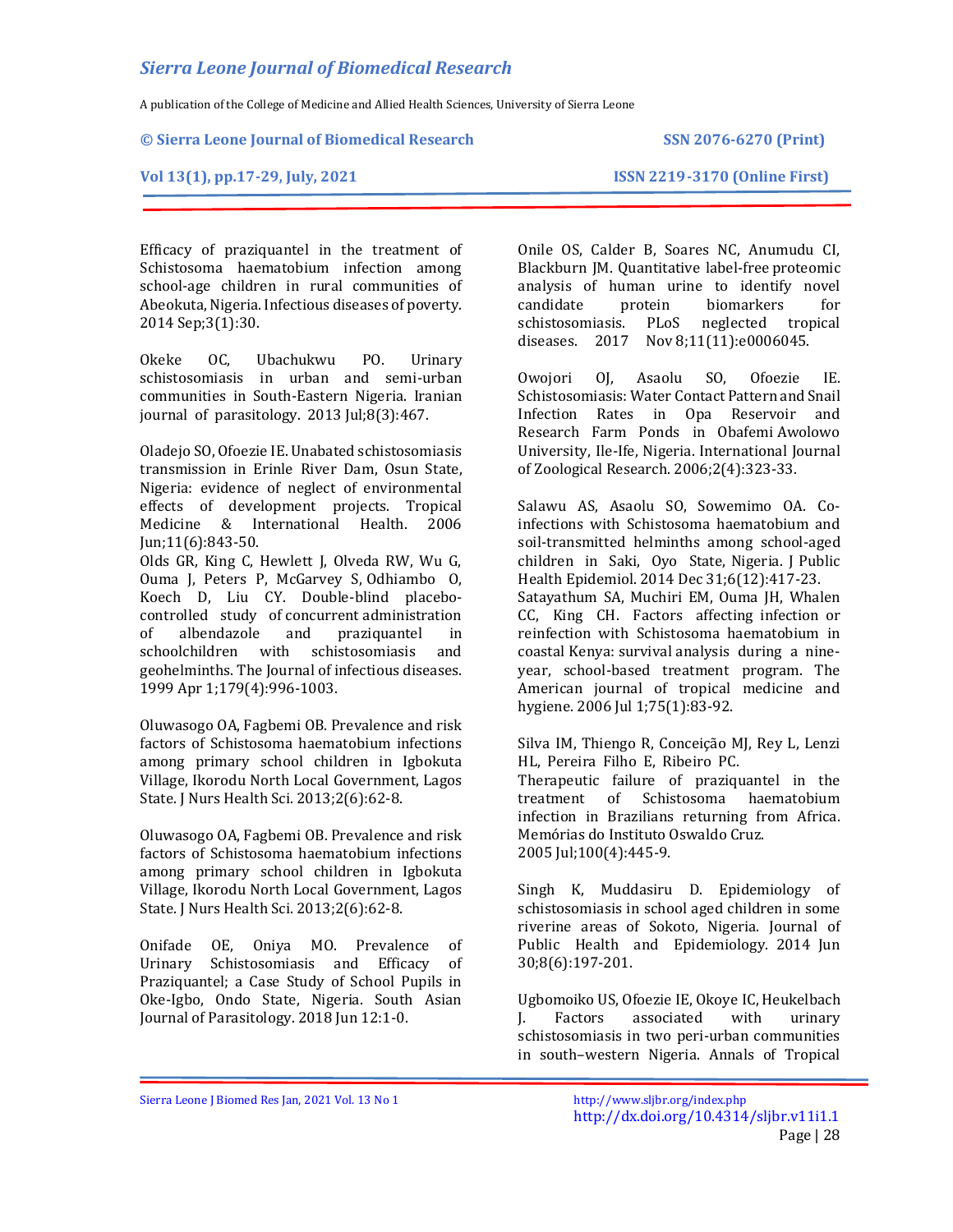Efficacy of praziquantel in the treatment of Schistosoma haematobium infection among school-age children in rural communities of Abeokuta, Nigeria. Infectious diseases of poverty. 2014 Sep;3(1):30.

Okeke OC, Ubachukwu PO. Urinary schistosomiasis in urban and semi-urban communities in South-Eastern Nigeria. Iranian journal of parasitology. 2013 Jul;8(3):467.

Oladejo SO, Ofoezie IE. Unabated schistosomiasis transmission in Erinle River Dam, Osun State, Nigeria: evidence of neglect of environmental effects of development projects. Tropical Medicine & International Health. 2006 Jun;11(6):843-50.

Olds GR, King C, Hewlett J, Olveda RW, Wu G, Ouma J, Peters P, McGarvey S, Odhiambo O, Koech D, Liu CY. Double-blind placebo-controlled study of concurrent administration of albendazole and praziquantel in schoolchildren with schistosomiasis and geohelminths. The Journal of infectious diseases. 1999 Apr 1;179(4):996-1003.

Oluwasogo OA, Fagbemi OB. Prevalence and risk factors of Schistosoma haematobium infections among primary school children in Igbokuta Village, Ikorodu North Local Government, Lagos State. J Nurs Health Sci. 2013;2(6):62-8.

Oluwasogo OA, Fagbemi OB. Prevalence and risk factors of Schistosoma haematobium infections among primary school children in Igbokuta Village, Ikorodu North Local Government, Lagos State. J Nurs Health Sci. 2013;2(6):62-8.

Onifade OE, Oniya MO. Prevalence of Urinary Schistosomiasis and Efficacy of Praziquantel; a Case Study of School Pupils in Oke-Igbo, Ondo State, Nigeria. South Asian Journal of Parasitology. 2018 Jun 12:1-0.

Onile OS, Calder B, Soares NC, Anumudu CI, Blackburn JM. Quantitative label-free proteomic analysis of human urine to identify novel candidate protein biomarkers for schistosomiasis. PLoS neglected tropical diseases. 2017 Nov 8;11(11):e0006045.

Owojori OJ, Asaolu SO, Ofoezie IE. Schistosomiasis: Water Contact Pattern and Snail Infection Rates in Opa Reservoir and Research Farm Ponds in Obafemi Awolowo University, Ile-Ife, Nigeria. International Journal of Zoological Research. 2006;2(4):323-33.

Salawu AS, Asaolu SO, Sowemimo OA. Co-infections with Schistosoma haematobium and soil-transmitted helminths among school-aged children in Saki, Oyo State, Nigeria. J Public Health Epidemiol. 2014 Dec 31;6(12):417-23.

Satayathum SA, Muchiri EM, Ouma JH, Whalen CC, King CH. Factors affecting infection or reinfection with Schistosoma haematobium in coastal Kenya: survival analysis during a nine-year, school-based treatment program. The American journal of tropical medicine and hygiene. 2006 Jul 1;75(1):83-92.

Silva IM, Thiengo R, Conceição MJ, Rey L, Lenzi HL, Pereira Filho E, Ribeiro PC. Therapeutic failure of praziquantel in the treatment of Schistosoma haematobium infection in Brazilians returning from Africa. Memórias do Instituto Oswaldo Cruz. 2005 Jul;100(4):445-9.

Singh K, Muddasiru D. Epidemiology of schistosomiasis in school aged children in some riverine areas of Sokoto, Nigeria. Journal of Public Health and Epidemiology. 2014 Jun 30;8(6):197-201.

Ugbomoiko US, Ofoezie IE, Okoye IC, Heukelbach J. Factors associated with urinary schistosomiasis in two peri-urban communities in south–western Nigeria. Annals of Tropical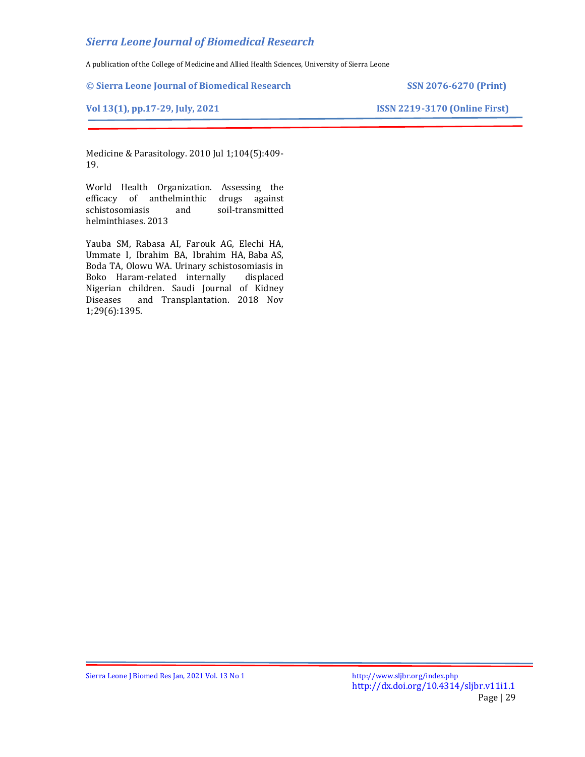Medicine & Parasitology. 2010 Jul 1;104(5):409-19.

World Health Organization. Assessing the efficacy of anthelminthic drugs against schistosomiasis and soil-transmitted helminthiases. 2013

Yauba SM, Rabasa AI, Farouk AG, Elechi HA, Ummate I, Ibrahim BA, Ibrahim HA, Baba AS, Boda TA, Olowu WA. Urinary schistosomiasis in Boko Haram-related internally displaced Nigerian children. Saudi Journal of Kidney Diseases and Transplantation. 2018 Nov 1;29(6):1395.